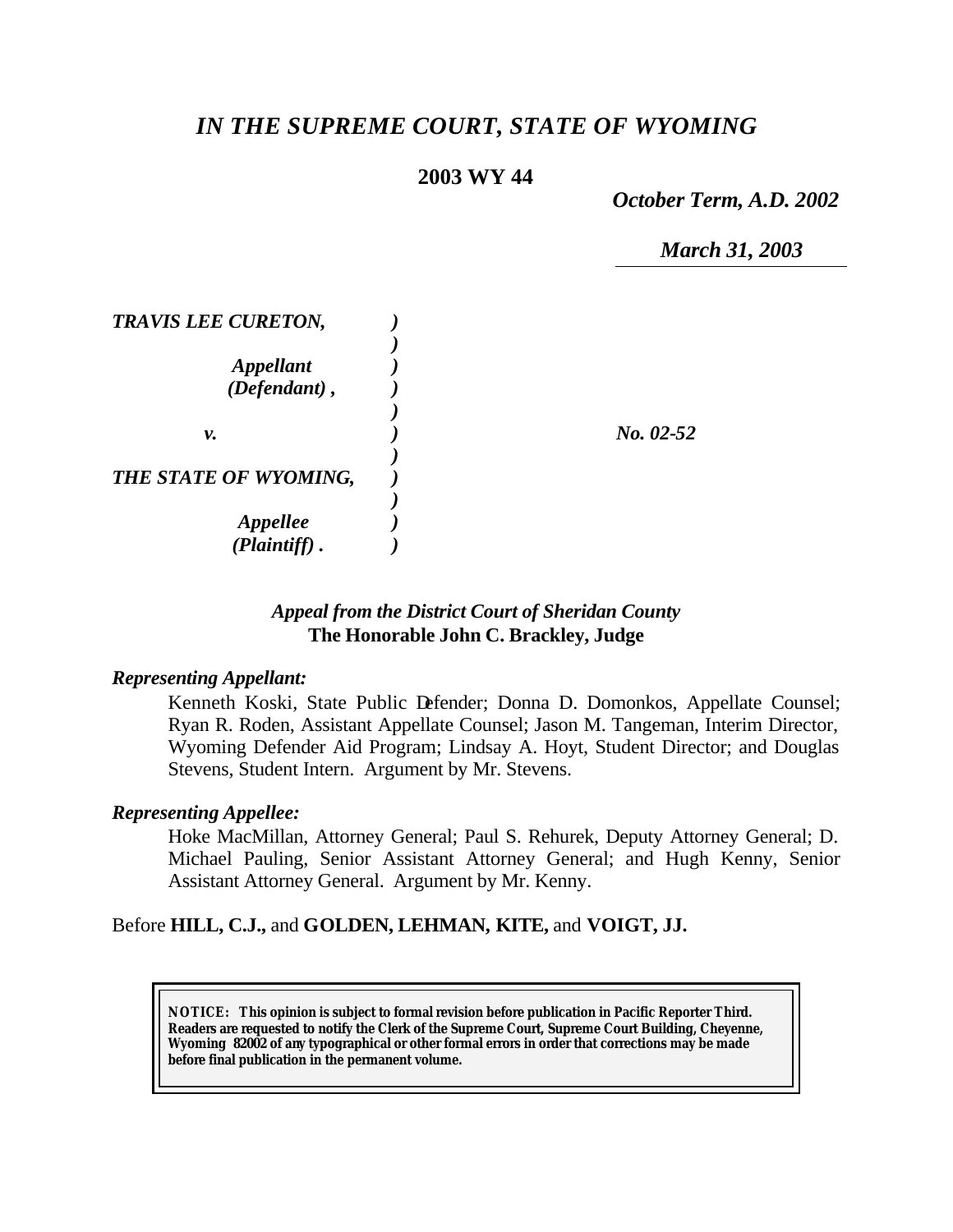# *IN THE SUPREME COURT, STATE OF WYOMING*

**2003 WY 44**

*October Term, A.D. 2002*

*March 31, 2003*

| | | |
|---|---|---|
| ***TRAVIS LEE CURETON,*** | | |
| ***Appellant (Defendant),*** | | |
| ***v.*** | | ***No. 02-52*** |
| ***THE STATE OF WYOMING,*** | | |
| ***Appellee (Plaintiff).*** | | |

*Appeal from the District Court of Sheridan County*
**The Honorable John C. Brackley, Judge**

***Representing Appellant:***

Kenneth Koski, State Public Defender; Donna D. Domonkos, Appellate Counsel; Ryan R. Roden, Assistant Appellate Counsel; Jason M. Tangeman, Interim Director, Wyoming Defender Aid Program; Lindsay A. Hoyt, Student Director; and Douglas Stevens, Student Intern. Argument by Mr. Stevens.

***Representing Appellee:***

Hoke MacMillan, Attorney General; Paul S. Rehurek, Deputy Attorney General; D. Michael Pauling, Senior Assistant Attorney General; and Hugh Kenny, Senior Assistant Attorney General. Argument by Mr. Kenny.

Before **HILL, C.J.,** and **GOLDEN, LEHMAN, KITE,** and **VOIGT, JJ.**

**NOTICE: This opinion is subject to formal revision before publication in Pacific Reporter Third. Readers are requested to notify the Clerk of the Supreme Court, Supreme Court Building, Cheyenne, Wyoming 82002 of any typographical or other formal errors in order that corrections may be made before final publication in the permanent volume.**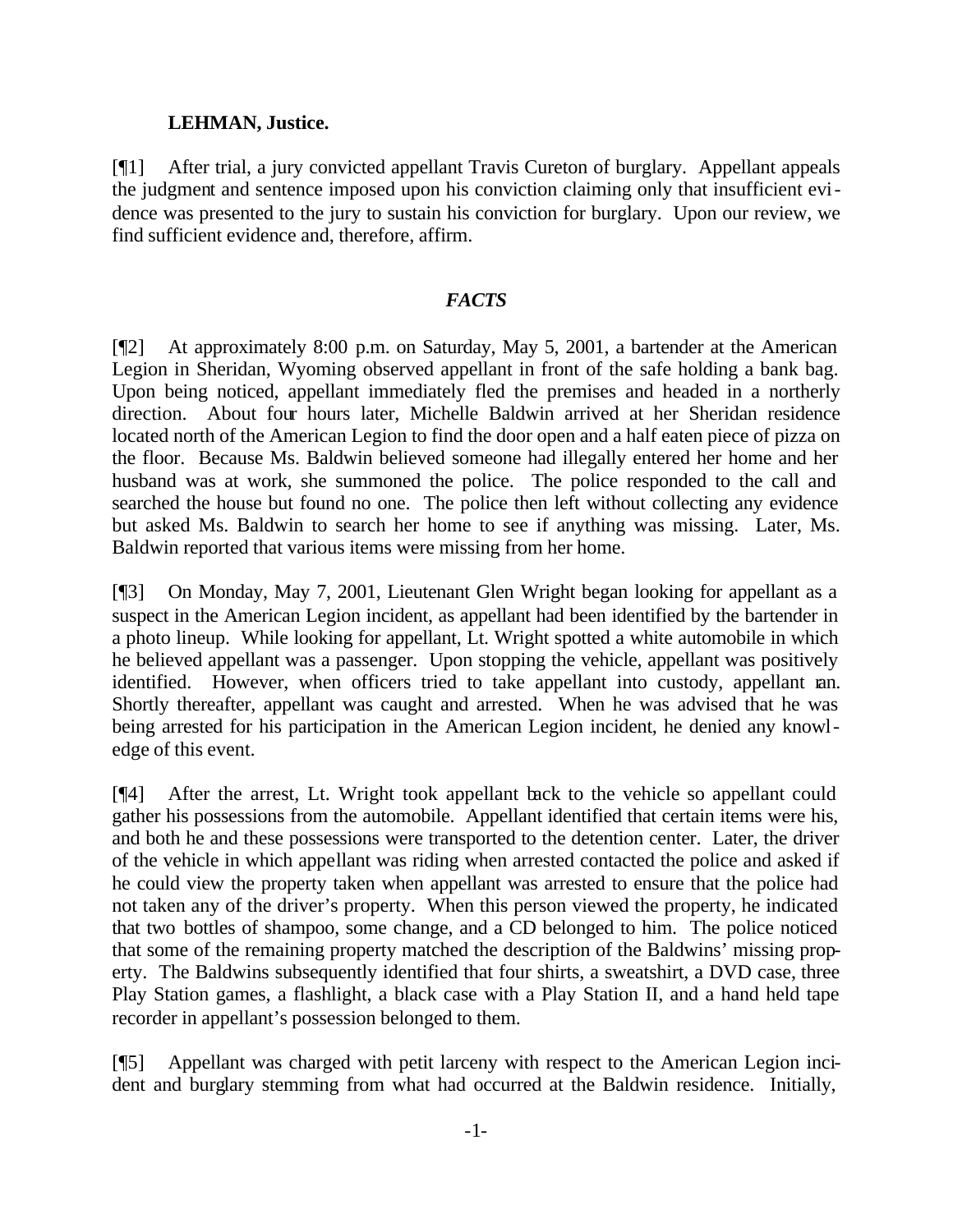**LEHMAN, Justice.**

[¶1] After trial, a jury convicted appellant Travis Cureton of burglary. Appellant appeals the judgment and sentence imposed upon his conviction claiming only that insufficient evidence was presented to the jury to sustain his conviction for burglary. Upon our review, we find sufficient evidence and, therefore, affirm.

## *FACTS*

[¶2] At approximately 8:00 p.m. on Saturday, May 5, 2001, a bartender at the American Legion in Sheridan, Wyoming observed appellant in front of the safe holding a bank bag. Upon being noticed, appellant immediately fled the premises and headed in a northerly direction. About four hours later, Michelle Baldwin arrived at her Sheridan residence located north of the American Legion to find the door open and a half eaten piece of pizza on the floor. Because Ms. Baldwin believed someone had illegally entered her home and her husband was at work, she summoned the police. The police responded to the call and searched the house but found no one. The police then left without collecting any evidence but asked Ms. Baldwin to search her home to see if anything was missing. Later, Ms. Baldwin reported that various items were missing from her home.

[¶3] On Monday, May 7, 2001, Lieutenant Glen Wright began looking for appellant as a suspect in the American Legion incident, as appellant had been identified by the bartender in a photo lineup. While looking for appellant, Lt. Wright spotted a white automobile in which he believed appellant was a passenger. Upon stopping the vehicle, appellant was positively identified. However, when officers tried to take appellant into custody, appellant ran. Shortly thereafter, appellant was caught and arrested. When he was advised that he was being arrested for his participation in the American Legion incident, he denied any knowledge of this event.

[¶4] After the arrest, Lt. Wright took appellant back to the vehicle so appellant could gather his possessions from the automobile. Appellant identified that certain items were his, and both he and these possessions were transported to the detention center. Later, the driver of the vehicle in which appellant was riding when arrested contacted the police and asked if he could view the property taken when appellant was arrested to ensure that the police had not taken any of the driver's property. When this person viewed the property, he indicated that two bottles of shampoo, some change, and a CD belonged to him. The police noticed that some of the remaining property matched the description of the Baldwins' missing property. The Baldwins subsequently identified that four shirts, a sweatshirt, a DVD case, three Play Station games, a flashlight, a black case with a Play Station II, and a hand held tape recorder in appellant's possession belonged to them.

[¶5] Appellant was charged with petit larceny with respect to the American Legion incident and burglary stemming from what had occurred at the Baldwin residence. Initially,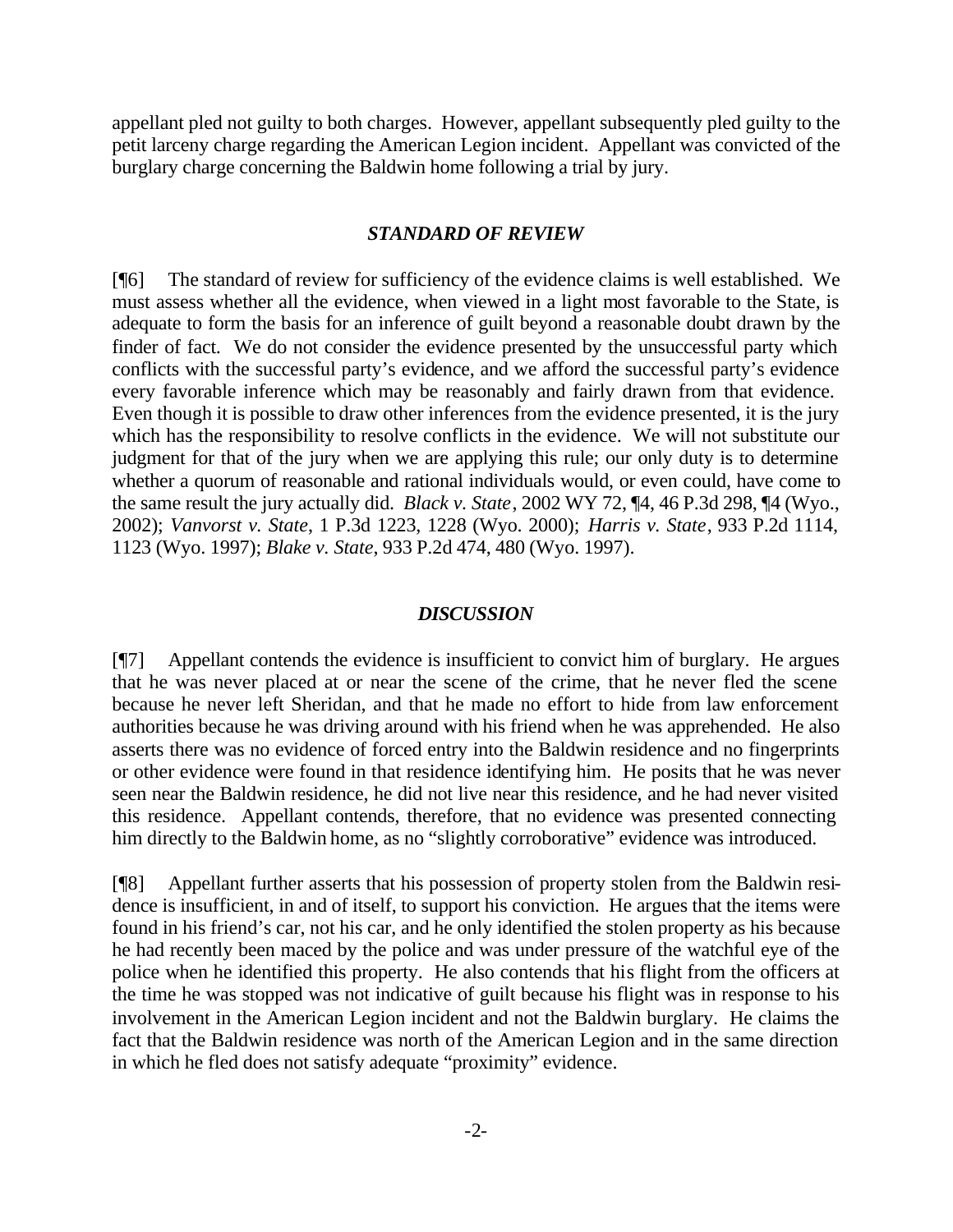appellant pled not guilty to both charges. However, appellant subsequently pled guilty to the petit larceny charge regarding the American Legion incident. Appellant was convicted of the burglary charge concerning the Baldwin home following a trial by jury.

### *STANDARD OF REVIEW*

[¶6] The standard of review for sufficiency of the evidence claims is well established. We must assess whether all the evidence, when viewed in a light most favorable to the State, is adequate to form the basis for an inference of guilt beyond a reasonable doubt drawn by the finder of fact. We do not consider the evidence presented by the unsuccessful party which conflicts with the successful party's evidence, and we afford the successful party's evidence every favorable inference which may be reasonably and fairly drawn from that evidence. Even though it is possible to draw other inferences from the evidence presented, it is the jury which has the responsibility to resolve conflicts in the evidence. We will not substitute our judgment for that of the jury when we are applying this rule; our only duty is to determine whether a quorum of reasonable and rational individuals would, or even could, have come to the same result the jury actually did. *Black v. State*, 2002 WY 72, ¶4, 46 P.3d 298, ¶4 (Wyo., 2002); *Vanvorst v. State*, 1 P.3d 1223, 1228 (Wyo. 2000); *Harris v. State*, 933 P.2d 1114, 1123 (Wyo. 1997); *Blake v. State*, 933 P.2d 474, 480 (Wyo. 1997).

### *DISCUSSION*

[¶7] Appellant contends the evidence is insufficient to convict him of burglary. He argues that he was never placed at or near the scene of the crime, that he never fled the scene because he never left Sheridan, and that he made no effort to hide from law enforcement authorities because he was driving around with his friend when he was apprehended. He also asserts there was no evidence of forced entry into the Baldwin residence and no fingerprints or other evidence were found in that residence identifying him. He posits that he was never seen near the Baldwin residence, he did not live near this residence, and he had never visited this residence. Appellant contends, therefore, that no evidence was presented connecting him directly to the Baldwin home, as no "slightly corroborative" evidence was introduced.

[¶8] Appellant further asserts that his possession of property stolen from the Baldwin residence is insufficient, in and of itself, to support his conviction. He argues that the items were found in his friend's car, not his car, and he only identified the stolen property as his because he had recently been maced by the police and was under pressure of the watchful eye of the police when he identified this property. He also contends that his flight from the officers at the time he was stopped was not indicative of guilt because his flight was in response to his involvement in the American Legion incident and not the Baldwin burglary. He claims the fact that the Baldwin residence was north of the American Legion and in the same direction in which he fled does not satisfy adequate "proximity" evidence.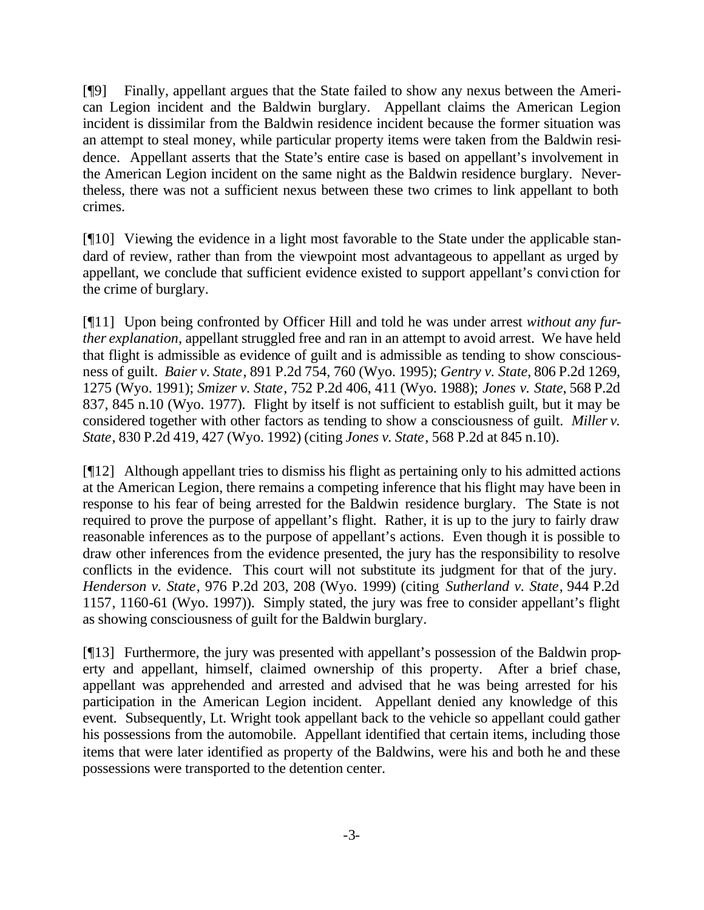[¶9] Finally, appellant argues that the State failed to show any nexus between the American Legion incident and the Baldwin burglary. Appellant claims the American Legion incident is dissimilar from the Baldwin residence incident because the former situation was an attempt to steal money, while particular property items were taken from the Baldwin residence. Appellant asserts that the State's entire case is based on appellant's involvement in the American Legion incident on the same night as the Baldwin residence burglary. Nevertheless, there was not a sufficient nexus between these two crimes to link appellant to both crimes.

[¶10] Viewing the evidence in a light most favorable to the State under the applicable standard of review, rather than from the viewpoint most advantageous to appellant as urged by appellant, we conclude that sufficient evidence existed to support appellant's conviction for the crime of burglary.

[¶11] Upon being confronted by Officer Hill and told he was under arrest *without any further explanation*, appellant struggled free and ran in an attempt to avoid arrest. We have held that flight is admissible as evidence of guilt and is admissible as tending to show consciousness of guilt. *Baier v. State*, 891 P.2d 754, 760 (Wyo. 1995); *Gentry v. State*, 806 P.2d 1269, 1275 (Wyo. 1991); *Smizer v. State*, 752 P.2d 406, 411 (Wyo. 1988); *Jones v. State*, 568 P.2d 837, 845 n.10 (Wyo. 1977). Flight by itself is not sufficient to establish guilt, but it may be considered together with other factors as tending to show a consciousness of guilt. *Miller v. State*, 830 P.2d 419, 427 (Wyo. 1992) (citing *Jones v. State*, 568 P.2d at 845 n.10).

[¶12] Although appellant tries to dismiss his flight as pertaining only to his admitted actions at the American Legion, there remains a competing inference that his flight may have been in response to his fear of being arrested for the Baldwin residence burglary. The State is not required to prove the purpose of appellant's flight. Rather, it is up to the jury to fairly draw reasonable inferences as to the purpose of appellant's actions. Even though it is possible to draw other inferences from the evidence presented, the jury has the responsibility to resolve conflicts in the evidence. This court will not substitute its judgment for that of the jury. *Henderson v. State*, 976 P.2d 203, 208 (Wyo. 1999) (citing *Sutherland v. State*, 944 P.2d 1157, 1160-61 (Wyo. 1997)). Simply stated, the jury was free to consider appellant's flight as showing consciousness of guilt for the Baldwin burglary.

[¶13] Furthermore, the jury was presented with appellant's possession of the Baldwin property and appellant, himself, claimed ownership of this property. After a brief chase, appellant was apprehended and arrested and advised that he was being arrested for his participation in the American Legion incident. Appellant denied any knowledge of this event. Subsequently, Lt. Wright took appellant back to the vehicle so appellant could gather his possessions from the automobile. Appellant identified that certain items, including those items that were later identified as property of the Baldwins, were his and both he and these possessions were transported to the detention center.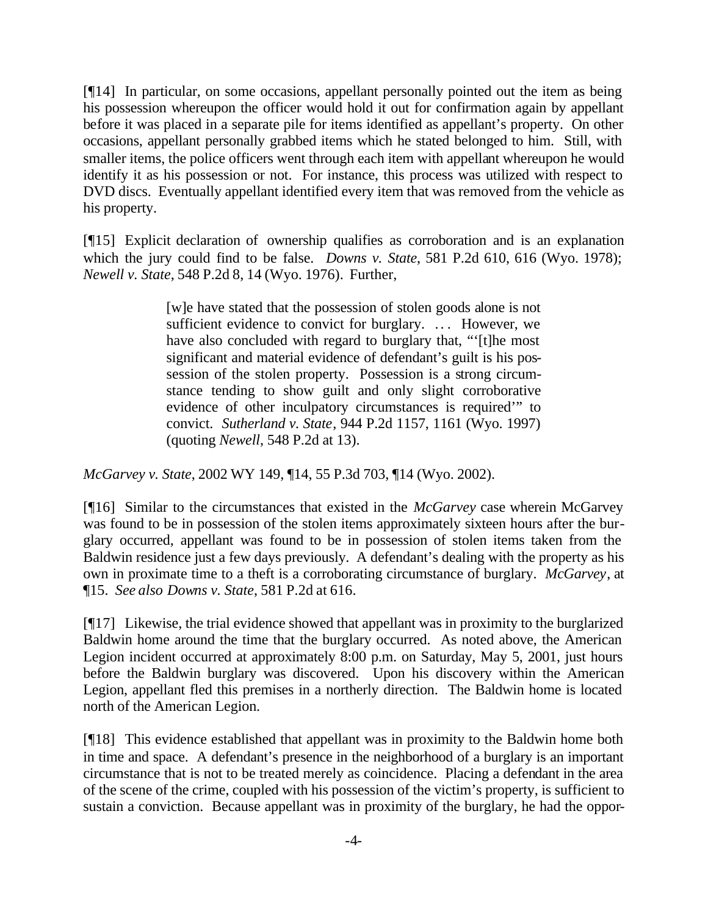[¶14] In particular, on some occasions, appellant personally pointed out the item as being his possession whereupon the officer would hold it out for confirmation again by appellant before it was placed in a separate pile for items identified as appellant's property. On other occasions, appellant personally grabbed items which he stated belonged to him. Still, with smaller items, the police officers went through each item with appellant whereupon he would identify it as his possession or not. For instance, this process was utilized with respect to DVD discs. Eventually appellant identified every item that was removed from the vehicle as his property.

[¶15] Explicit declaration of ownership qualifies as corroboration and is an explanation which the jury could find to be false. *Downs v. State*, 581 P.2d 610, 616 (Wyo. 1978); *Newell v. State*, 548 P.2d 8, 14 (Wyo. 1976). Further,

> [w]e have stated that the possession of stolen goods alone is not sufficient evidence to convict for burglary. ... However, we have also concluded with regard to burglary that, "'[t]he most significant and material evidence of defendant's guilt is his possession of the stolen property. Possession is a strong circumstance tending to show guilt and only slight corroborative evidence of other inculpatory circumstances is required'" to convict. *Sutherland v. State*, 944 P.2d 1157, 1161 (Wyo. 1997) (quoting *Newell*, 548 P.2d at 13).

*McGarvey v. State*, 2002 WY 149, ¶14, 55 P.3d 703, ¶14 (Wyo. 2002).

[¶16] Similar to the circumstances that existed in the *McGarvey* case wherein McGarvey was found to be in possession of the stolen items approximately sixteen hours after the burglary occurred, appellant was found to be in possession of stolen items taken from the Baldwin residence just a few days previously. A defendant's dealing with the property as his own in proximate time to a theft is a corroborating circumstance of burglary. *McGarvey*, at ¶15. *See also Downs v. State*, 581 P.2d at 616.

[¶17] Likewise, the trial evidence showed that appellant was in proximity to the burglarized Baldwin home around the time that the burglary occurred. As noted above, the American Legion incident occurred at approximately 8:00 p.m. on Saturday, May 5, 2001, just hours before the Baldwin burglary was discovered. Upon his discovery within the American Legion, appellant fled this premises in a northerly direction. The Baldwin home is located north of the American Legion.

[¶18] This evidence established that appellant was in proximity to the Baldwin home both in time and space. A defendant's presence in the neighborhood of a burglary is an important circumstance that is not to be treated merely as coincidence. Placing a defendant in the area of the scene of the crime, coupled with his possession of the victim's property, is sufficient to sustain a conviction. Because appellant was in proximity of the burglary, he had the oppor-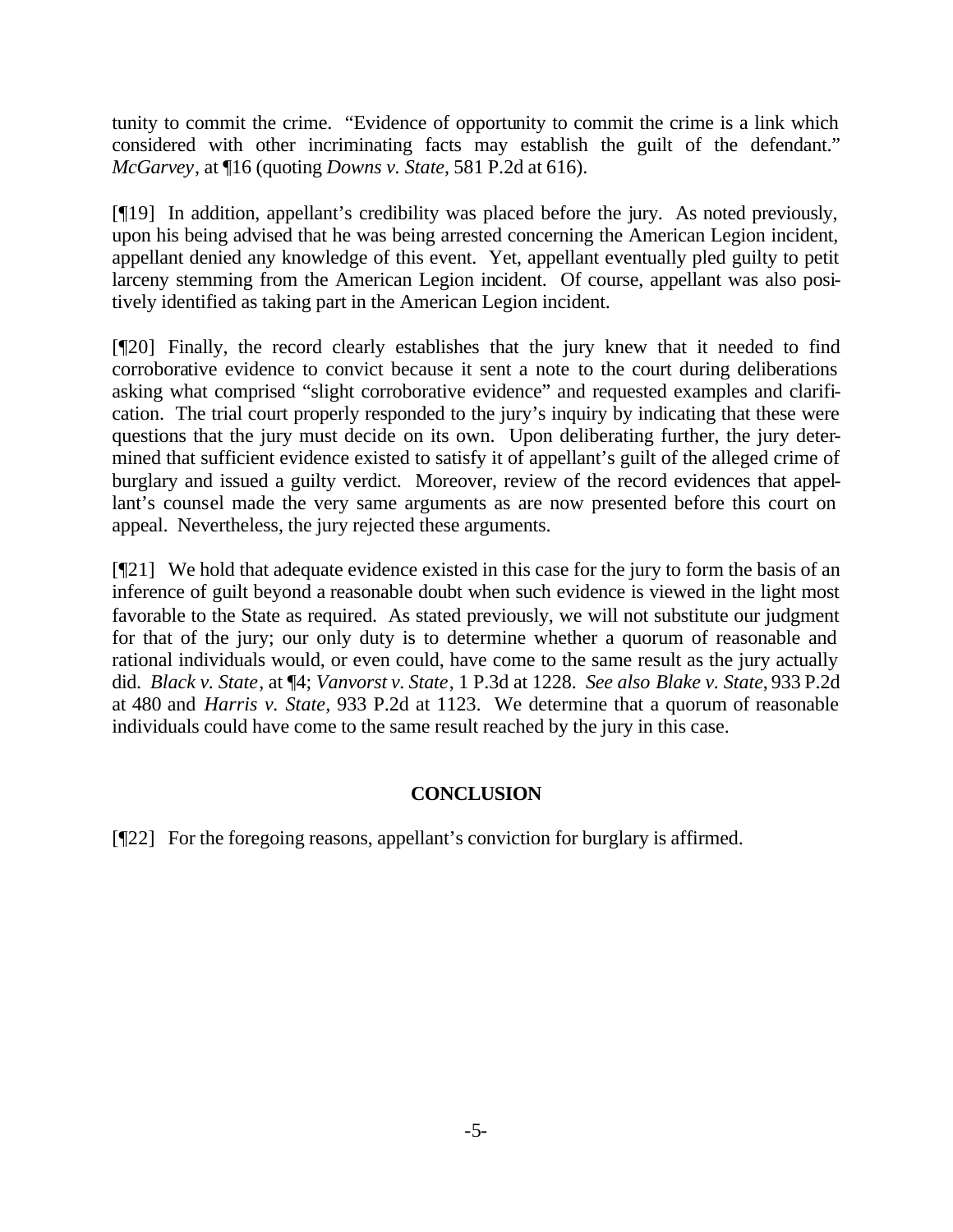tunity to commit the crime. "Evidence of opportunity to commit the crime is a link which considered with other incriminating facts may establish the guilt of the defendant." *McGarvey*, at ¶16 (quoting *Downs v. State*, 581 P.2d at 616).

[¶19] In addition, appellant's credibility was placed before the jury. As noted previously, upon his being advised that he was being arrested concerning the American Legion incident, appellant denied any knowledge of this event. Yet, appellant eventually pled guilty to petit larceny stemming from the American Legion incident. Of course, appellant was also positively identified as taking part in the American Legion incident.

[¶20] Finally, the record clearly establishes that the jury knew that it needed to find corroborative evidence to convict because it sent a note to the court during deliberations asking what comprised "slight corroborative evidence" and requested examples and clarification. The trial court properly responded to the jury's inquiry by indicating that these were questions that the jury must decide on its own. Upon deliberating further, the jury determined that sufficient evidence existed to satisfy it of appellant's guilt of the alleged crime of burglary and issued a guilty verdict. Moreover, review of the record evidences that appellant's counsel made the very same arguments as are now presented before this court on appeal. Nevertheless, the jury rejected these arguments.

[¶21] We hold that adequate evidence existed in this case for the jury to form the basis of an inference of guilt beyond a reasonable doubt when such evidence is viewed in the light most favorable to the State as required. As stated previously, we will not substitute our judgment for that of the jury; our only duty is to determine whether a quorum of reasonable and rational individuals would, or even could, have come to the same result as the jury actually did. *Black v. State*, at ¶4; *Vanvorst v. State*, 1 P.3d at 1228. *See also Blake v. State*, 933 P.2d at 480 and *Harris v. State*, 933 P.2d at 1123. We determine that a quorum of reasonable individuals could have come to the same result reached by the jury in this case.

## CONCLUSION

[¶22] For the foregoing reasons, appellant's conviction for burglary is affirmed.